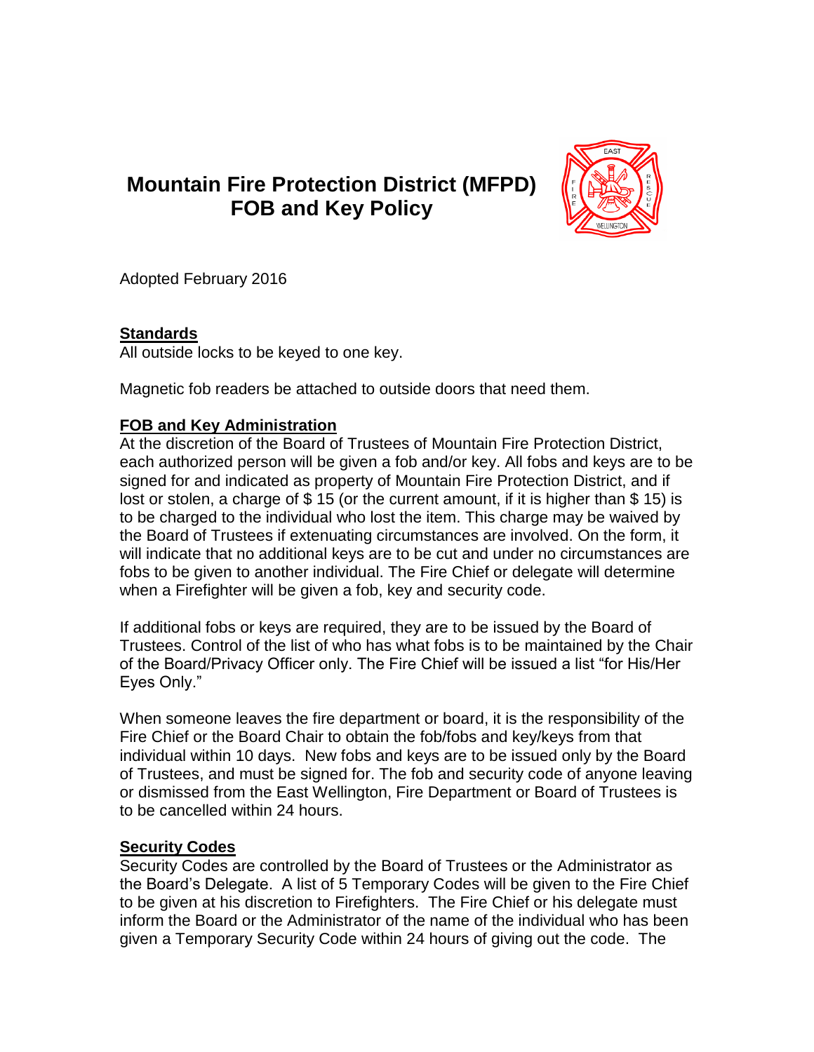# Mountain Fire Protection District (MFPD) FOB and Key Policy

Adopted February 2016

## Standards

All outside locks to be keyed to one key.

Magnetic fob readers be attached to outside doors that need them.

## FOB and Key Administration

At the discretion of the Board of Trustees of Mountain Fire Protection District, each authorized person will be given a fob and/or key. All fobs and keys are to be signed for and indicated as property of Mountain Fire Protection District, and if lost or stolen, a charge of $ 15 (or the current amount, if it is higher than $ 15) is to be charged to the individual who lost the item. This charge may be waived by the Board of Trustees if extenuating circumstances are involved. On the form, it will indicate that no additional keys are to be cut and under no circumstances are fobs to be given to another individual. The Fire Chief or delegate will determine when a Firefighter will be given a fob, key and security code.

If additional fobs or keys are required, they are to be issued by the Board of Trustees. Control of the list of who has what fobs is to be maintained by the Chair of the Board/Privacy Officer only. The Fire Chief will be issued a list "for His/Her Eyes Only."

When someone leaves the fire department or board, it is the responsibility of the Fire Chief or the Board Chair to obtain the fob/fobs and key/keys from that individual within 10 days. New fobs and keys are to be issued only by the Board of Trustees, and must be signed for. The fob and security code of anyone leaving or dismissed from the East Wellington, Fire Department or Board of Trustees is to be cancelled within 24 hours.

## Security Codes

Security Codes are controlled by the Board of Trustees or the Administrator as the Board's Delegate. A list of 5 Temporary Codes will be given to the Fire Chief to be given at his discretion to Firefighters. The Fire Chief or his delegate must inform the Board or the Administrator of the name of the individual who has been given a Temporary Security Code within 24 hours of giving out the code. The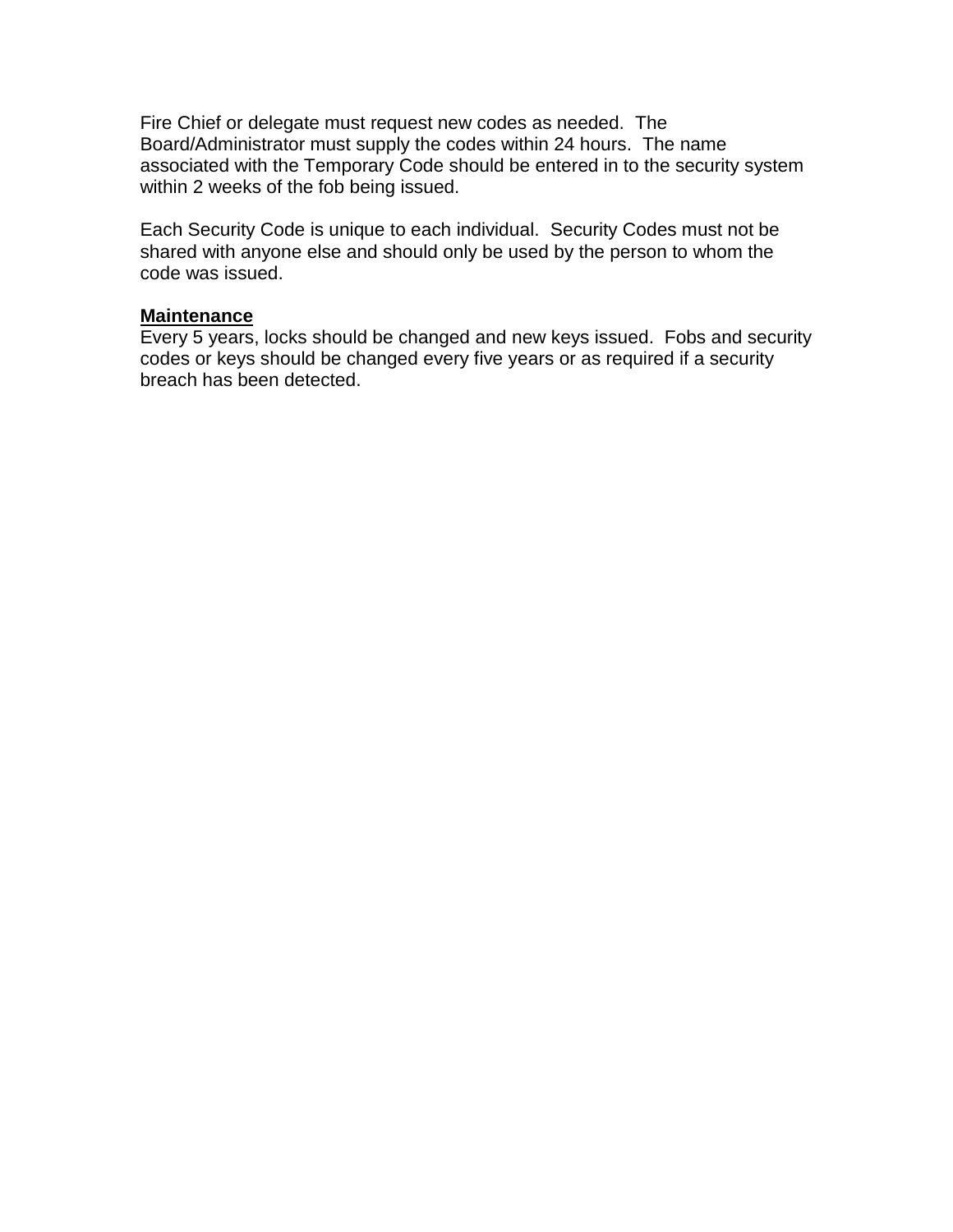Fire Chief or delegate must request new codes as needed. The Board/Administrator must supply the codes within 24 hours. The name associated with the Temporary Code should be entered in to the security system within 2 weeks of the fob being issued.

Each Security Code is unique to each individual. Security Codes must not be shared with anyone else and should only be used by the person to whom the code was issued.

**Maintenance**

Every 5 years, locks should be changed and new keys issued. Fobs and security codes or keys should be changed every five years or as required if a security breach has been detected.